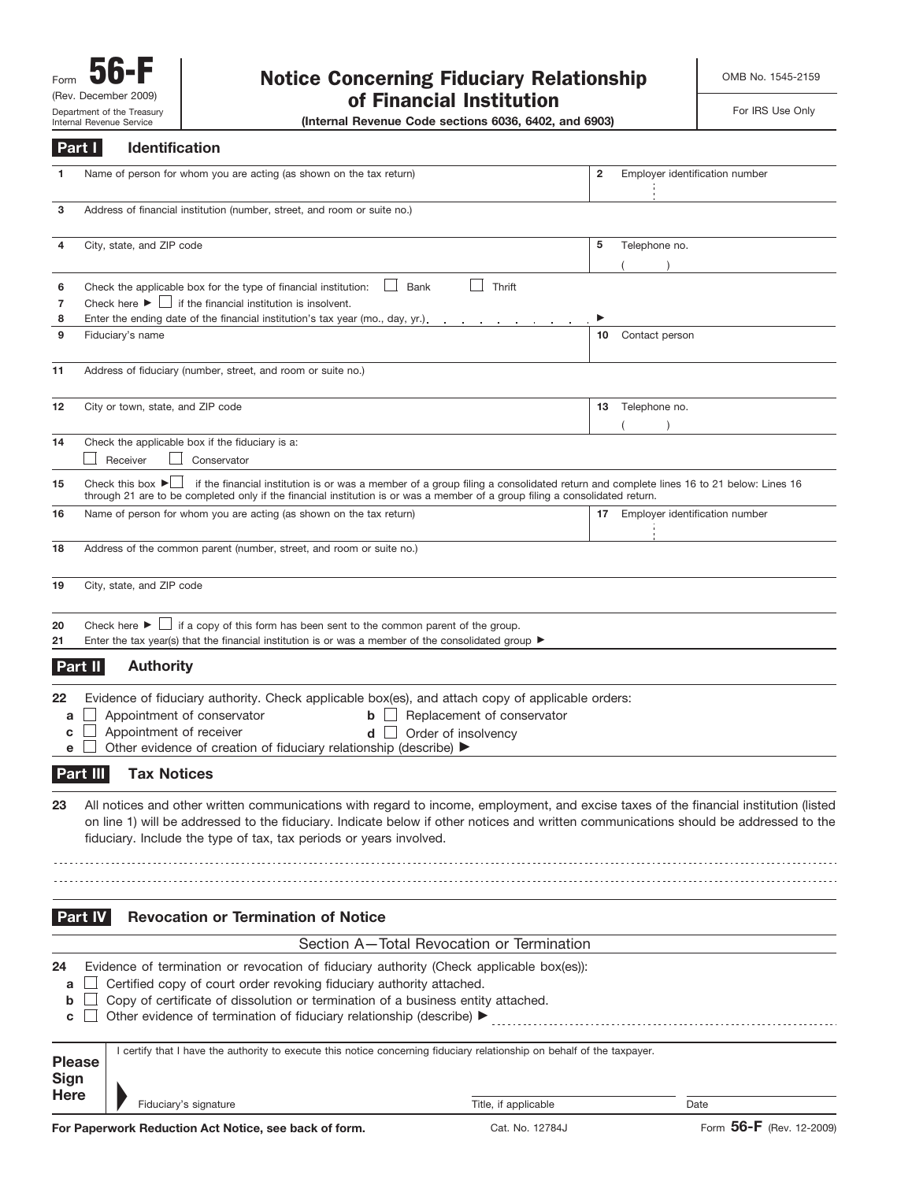Form **56-F** (Rev. December 2009)
Department of the Treasury
Internal Revenue Service

# Notice Concerning Fiduciary Relationship of Financial Institution

**(Internal Revenue Code sections 6036, 6402, and 6903)**

OMB No. 1545-2159

For IRS Use Only

## Part I Identification

**1** Name of person for whom you are acting (as shown on the tax return)

**2** Employer identification number

**3** Address of financial institution (number, street, and room or suite no.)

**4** City, state, and ZIP code

**5** Telephone no. ( )

**6** Check the applicable box for the type of financial institution: ☐ Bank ☐ Thrift

**7** Check here ► ☐ if the financial institution is insolvent.

**8** Enter the ending date of the financial institution's tax year (mo., day, yr.) . . . . . . . . . . ►

**9** Fiduciary's name

**10** Contact person

**11** Address of fiduciary (number, street, and room or suite no.)

**12** City or town, state, and ZIP code

**13** Telephone no. ( )

**14** Check the applicable box if the fiduciary is a:
☐ Receiver ☐ Conservator

**15** Check this box ►☐ if the financial institution is or was a member of a group filing a consolidated return and complete lines 16 to 21 below: Lines 16 through 21 are to be completed only if the financial institution is or was a member of a group filing a consolidated return.

**16** Name of person for whom you are acting (as shown on the tax return)

**17** Employer identification number

**18** Address of the common parent (number, street, and room or suite no.)

**19** City, state, and ZIP code

**20** Check here ► ☐ if a copy of this form has been sent to the common parent of the group.

**21** Enter the tax year(s) that the financial institution is or was a member of the consolidated group ►

## Part II Authority

**22** Evidence of fiduciary authority. Check applicable box(es), and attach copy of applicable orders:

- **a** ☐ Appointment of conservator
- **b** ☐ Replacement of conservator
- **c** ☐ Appointment of receiver
- **d** ☐ Order of insolvency
- **e** ☐ Other evidence of creation of fiduciary relationship (describe) ►

## Part III Tax Notices

**23** All notices and other written communications with regard to income, employment, and excise taxes of the financial institution (listed on line 1) will be addressed to the fiduciary. Indicate below if other notices and written communications should be addressed to the fiduciary. Include the type of tax, tax periods or years involved.

## Part IV Revocation or Termination of Notice

### Section A—Total Revocation or Termination

**24** Evidence of termination or revocation of fiduciary authority (Check applicable box(es)):

- **a** ☐ Certified copy of court order revoking fiduciary authority attached.
- **b** ☐ Copy of certificate of dissolution or termination of a business entity attached.
- **c** ☐ Other evidence of termination of fiduciary relationship (describe) ►

**Please Sign Here**

I certify that I have the authority to execute this notice concerning fiduciary relationship on behalf of the taxpayer.

Fiduciary's signature | Title, if applicable | Date

**For Paperwork Reduction Act Notice, see back of form.** Cat. No. 12784J Form **56-F** (Rev. 12-2009)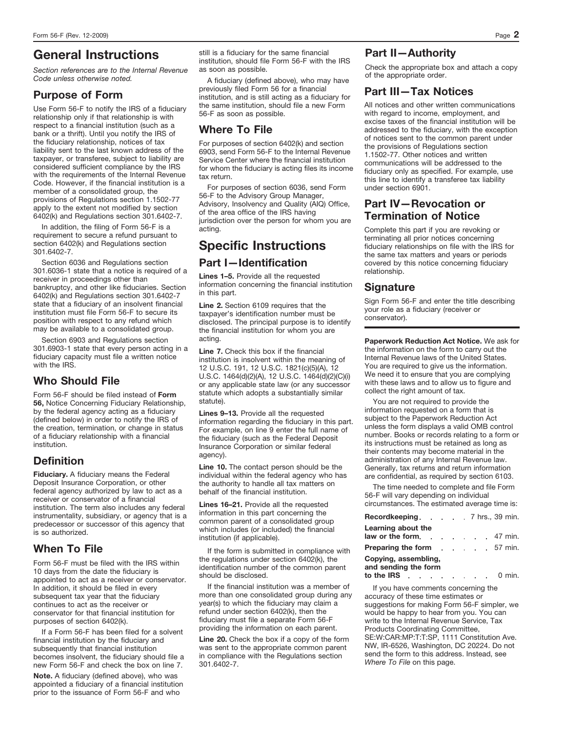# General Instructions

*Section references are to the Internal Revenue Code unless otherwise noted.*

## Purpose of Form

Use Form 56-F to notify the IRS of a fiduciary relationship only if that relationship is with respect to a financial institution (such as a bank or a thrift). Until you notify the IRS of the fiduciary relationship, notices of tax liability sent to the last known address of the taxpayer, or transferee, subject to liability are considered sufficient compliance by the IRS with the requirements of the Internal Revenue Code. However, if the financial institution is a member of a consolidated group, the provisions of Regulations section 1.1502-77 apply to the extent not modified by section 6402(k) and Regulations section 301.6402-7.

In addition, the filing of Form 56-F is a requirement to secure a refund pursuant to section 6402(k) and Regulations section 301.6402-7.

Section 6036 and Regulations section 301.6036-1 state that a notice is required of a receiver in proceedings other than bankruptcy, and other like fiduciaries. Section 6402(k) and Regulations section 301.6402-7 state that a fiduciary of an insolvent financial institution must file Form 56-F to secure its position with respect to any refund which may be available to a consolidated group.

Section 6903 and Regulations section 301.6903-1 state that every person acting in a fiduciary capacity must file a written notice with the IRS.

## Who Should File

Form 56-F should be filed instead of **Form 56,** Notice Concerning Fiduciary Relationship, by the federal agency acting as a fiduciary (defined below) in order to notify the IRS of the creation, termination, or change in status of a fiduciary relationship with a financial institution.

## Definition

**Fiduciary.** A fiduciary means the Federal Deposit Insurance Corporation, or other federal agency authorized by law to act as a receiver or conservator of a financial institution. The term also includes any federal instrumentality, subsidiary, or agency that is a predecessor or successor of this agency that is so authorized.

## When To File

Form 56-F must be filed with the IRS within 10 days from the date the fiduciary is appointed to act as a receiver or conservator. In addition, it should be filed in every subsequent tax year that the fiduciary continues to act as the receiver or conservator for that financial institution for purposes of section 6402(k).

If a Form 56-F has been filed for a solvent financial institution by the fiduciary and subsequently that financial institution becomes insolvent, the fiduciary should file a new Form 56-F and check the box on line 7.

**Note.** A fiduciary (defined above), who was appointed a fiduciary of a financial institution prior to the issuance of Form 56-F and who still is a fiduciary for the same financial institution, should file Form 56-F with the IRS as soon as possible.

A fiduciary (defined above), who may have previously filed Form 56 for a financial institution, and is still acting as a fiduciary for the same institution, should file a new Form 56-F as soon as possible.

## Where To File

For purposes of section 6402(k) and section 6903, send Form 56-F to the Internal Revenue Service Center where the financial institution for whom the fiduciary is acting files its income tax return.

For purposes of section 6036, send Form 56-F to the Advisory Group Manager, Advisory, Insolvency and Quality (AIQ) Office, of the area office of the IRS having jurisdiction over the person for whom you are acting.

# Specific Instructions

## Part I—Identification

**Lines 1–5.** Provide all the requested information concerning the financial institution in this part.

**Line 2.** Section 6109 requires that the taxpayer's identification number must be disclosed. The principal purpose is to identify the financial institution for whom you are acting.

**Line 7.** Check this box if the financial institution is insolvent within the meaning of 12 U.S.C. 191, 12 U.S.C. 1821(c)(5)(A), 12 U.S.C. 1464(d)(2)(A), 12 U.S.C. 1464(d)(2)(C)(i) or any applicable state law (or any successor statute which adopts a substantially similar statute).

**Lines 9–13.** Provide all the requested information regarding the fiduciary in this part. For example, on line 9 enter the full name of the fiduciary (such as the Federal Deposit Insurance Corporation or similar federal agency).

**Line 10.** The contact person should be the individual within the federal agency who has the authority to handle all tax matters on behalf of the financial institution.

**Lines 16–21.** Provide all the requested information in this part concerning the common parent of a consolidated group which includes (or included) the financial institution (if applicable).

If the form is submitted in compliance with the regulations under section 6402(k), the identification number of the common parent should be disclosed.

If the financial institution was a member of more than one consolidated group during any year(s) to which the fiduciary may claim a refund under section 6402(k), then the fiduciary must file a separate Form 56-F providing the information on each parent.

**Line 20.** Check the box if a copy of the form was sent to the appropriate common parent in compliance with the Regulations section 301.6402-7.

## Part II—Authority

Check the appropriate box and attach a copy of the appropriate order.

## Part III—Tax Notices

All notices and other written communications with regard to income, employment, and excise taxes of the financial institution will be addressed to the fiduciary, with the exception of notices sent to the common parent under the provisions of Regulations section 1.1502-77. Other notices and written communications will be addressed to the fiduciary only as specified. For example, use this line to identify a transferee tax liability under section 6901.

## Part IV—Revocation or Termination of Notice

Complete this part if you are revoking or terminating all prior notices concerning fiduciary relationships on file with the IRS for the same tax matters and years or periods covered by this notice concerning fiduciary relationship.

## Signature

Sign Form 56-F and enter the title describing your role as a fiduciary (receiver or conservator).

**Paperwork Reduction Act Notice.** We ask for the information on the form to carry out the Internal Revenue laws of the United States. You are required to give us the information. We need it to ensure that you are complying with these laws and to allow us to figure and collect the right amount of tax.

You are not required to provide the information requested on a form that is subject to the Paperwork Reduction Act unless the form displays a valid OMB control number. Books or records relating to a form or its instructions must be retained as long as their contents may become material in the administration of any Internal Revenue law. Generally, tax returns and return information are confidential, as required by section 6103.

The time needed to complete and file Form 56-F will vary depending on individual circumstances. The estimated average time is:

| | |
|---|---|
| **Recordkeeping** | 7 hrs., 39 min. |
| **Learning about the law or the form** | 47 min. |
| **Preparing the form** | 57 min. |
| **Copying, assembling, and sending the form to the IRS** | 0 min. |

If you have comments concerning the accuracy of these time estimates or suggestions for making Form 56-F simpler, we would be happy to hear from you. You can write to the Internal Revenue Service, Tax Products Coordinating Committee, SE:W:CAR:MP:T:T:SP, 1111 Constitution Ave. NW, IR-6526, Washington, DC 20224. Do not send the form to this address. Instead, see *Where To File* on this page.